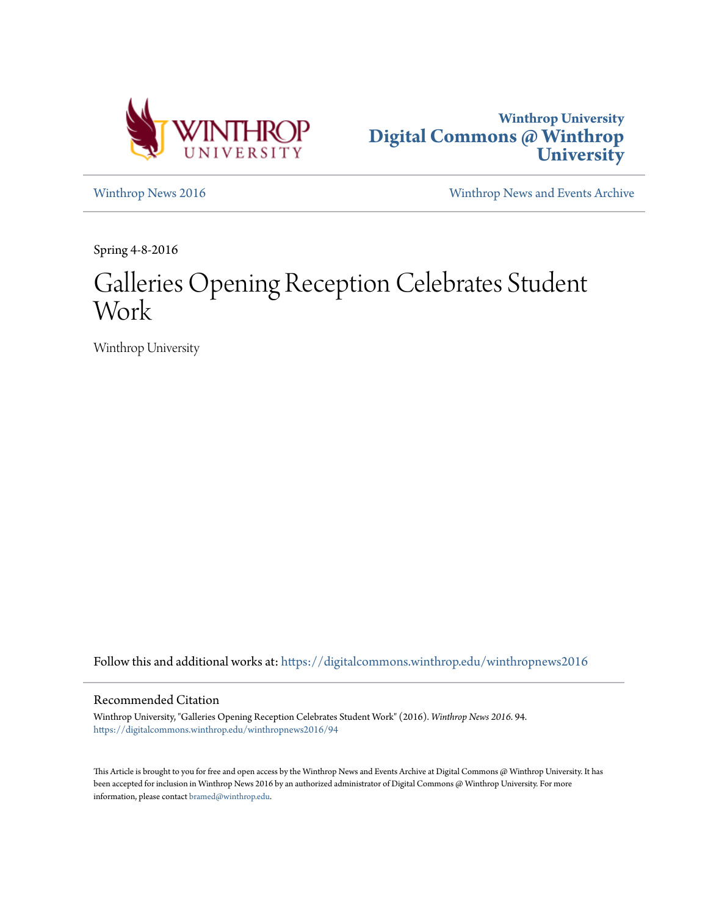Winthrop University
**Digital Commons @ Winthrop University**

Winthrop News 2016

Winthrop News and Events Archive

Spring 4-8-2016

# Galleries Opening Reception Celebrates Student Work

Winthrop University

Follow this and additional works at: https://digitalcommons.winthrop.edu/winthropnews2016

## Recommended Citation

Winthrop University, "Galleries Opening Reception Celebrates Student Work" (2016). *Winthrop News 2016*. 94.
https://digitalcommons.winthrop.edu/winthropnews2016/94

This Article is brought to you for free and open access by the Winthrop News and Events Archive at Digital Commons @ Winthrop University. It has been accepted for inclusion in Winthrop News 2016 by an authorized administrator of Digital Commons @ Winthrop University. For more information, please contact bramed@winthrop.edu.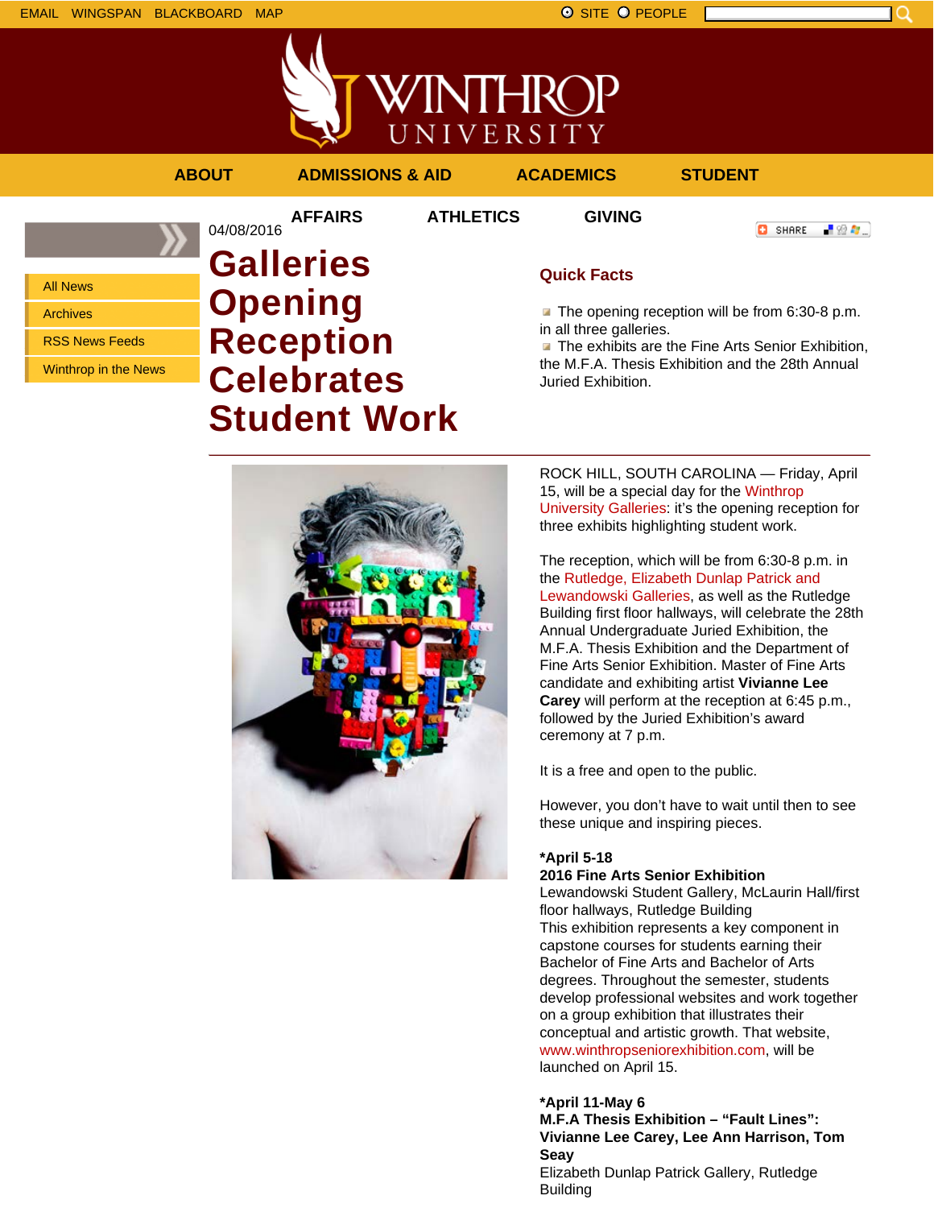EMAIL WINGSPAN BLACKBOARD MAP

SITE PEOPLE

ABOUT ADMISSIONS & AID ACADEMICS STUDENT AFFAIRS ATHLETICS GIVING

- All News
- Archives
- RSS News Feeds
- Winthrop in the News

04/08/2016

# Galleries Opening Reception Celebrates Student Work

SHARE

## Quick Facts

- The opening reception will be from 6:30-8 p.m. in all three galleries.
- The exhibits are the Fine Arts Senior Exhibition, the M.F.A. Thesis Exhibition and the 28th Annual Juried Exhibition.

ROCK HILL, SOUTH CAROLINA — Friday, April 15, will be a special day for the Winthrop University Galleries: it's the opening reception for three exhibits highlighting student work.

The reception, which will be from 6:30-8 p.m. in the Rutledge, Elizabeth Dunlap Patrick and Lewandowski Galleries, as well as the Rutledge Building first floor hallways, will celebrate the 28th Annual Undergraduate Juried Exhibition, the M.F.A. Thesis Exhibition and the Department of Fine Arts Senior Exhibition. Master of Fine Arts candidate and exhibiting artist **Vivianne Lee Carey** will perform at the reception at 6:45 p.m., followed by the Juried Exhibition's award ceremony at 7 p.m.

It is a free and open to the public.

However, you don't have to wait until then to see these unique and inspiring pieces.

**\*April 5-18**
**2016 Fine Arts Senior Exhibition**
Lewandowski Student Gallery, McLaurin Hall/first floor hallways, Rutledge Building
This exhibition represents a key component in capstone courses for students earning their Bachelor of Fine Arts and Bachelor of Arts degrees. Throughout the semester, students develop professional websites and work together on a group exhibition that illustrates their conceptual and artistic growth. That website, www.winthropseniorexhibition.com, will be launched on April 15.

**\*April 11-May 6**
**M.F.A Thesis Exhibition – "Fault Lines": Vivianne Lee Carey, Lee Ann Harrison, Tom Seay**
Elizabeth Dunlap Patrick Gallery, Rutledge Building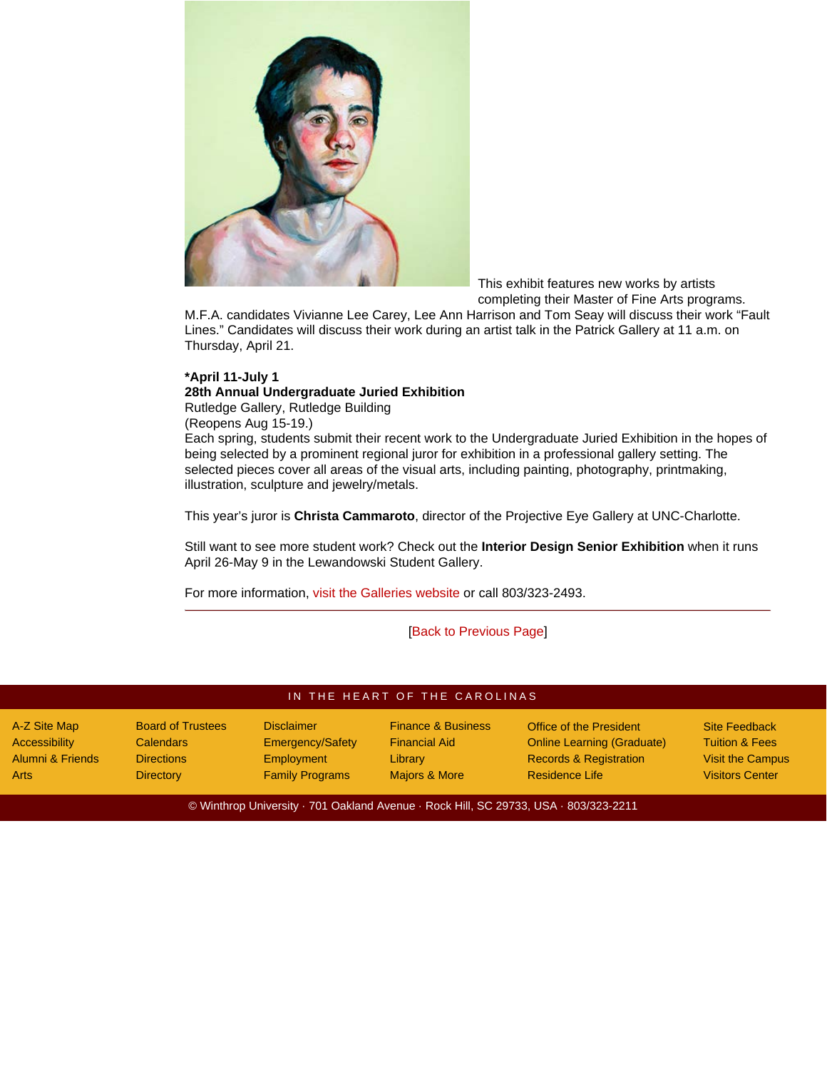This exhibit features new works by artists completing their Master of Fine Arts programs. M.F.A. candidates Vivianne Lee Carey, Lee Ann Harrison and Tom Seay will discuss their work “Fault Lines.” Candidates will discuss their work during an artist talk in the Patrick Gallery at 11 a.m. on Thursday, April 21.

**\*April 11-July 1**
**28th Annual Undergraduate Juried Exhibition**
Rutledge Gallery, Rutledge Building
(Reopens Aug 15-19.)
Each spring, students submit their recent work to the Undergraduate Juried Exhibition in the hopes of being selected by a prominent regional juror for exhibition in a professional gallery setting. The selected pieces cover all areas of the visual arts, including painting, photography, printmaking, illustration, sculpture and jewelry/metals.

This year’s juror is **Christa Cammaroto**, director of the Projective Eye Gallery at UNC-Charlotte.

Still want to see more student work? Check out the **Interior Design Senior Exhibition** when it runs April 26-May 9 in the Lewandowski Student Gallery.

For more information, visit the Galleries website or call 803/323-2493.

---

[Back to Previous Page]

IN THE HEART OF THE CAROLINAS

A-Z Site Map
Accessibility
Alumni & Friends
Arts
Board of Trustees
Calendars
Directions
Directory
Disclaimer
Emergency/Safety
Employment
Family Programs
Finance & Business
Financial Aid
Library
Majors & More
Office of the President
Online Learning (Graduate)
Records & Registration
Residence Life
Site Feedback
Tuition & Fees
Visit the Campus
Visitors Center

© Winthrop University · 701 Oakland Avenue · Rock Hill, SC 29733, USA · 803/323-2211